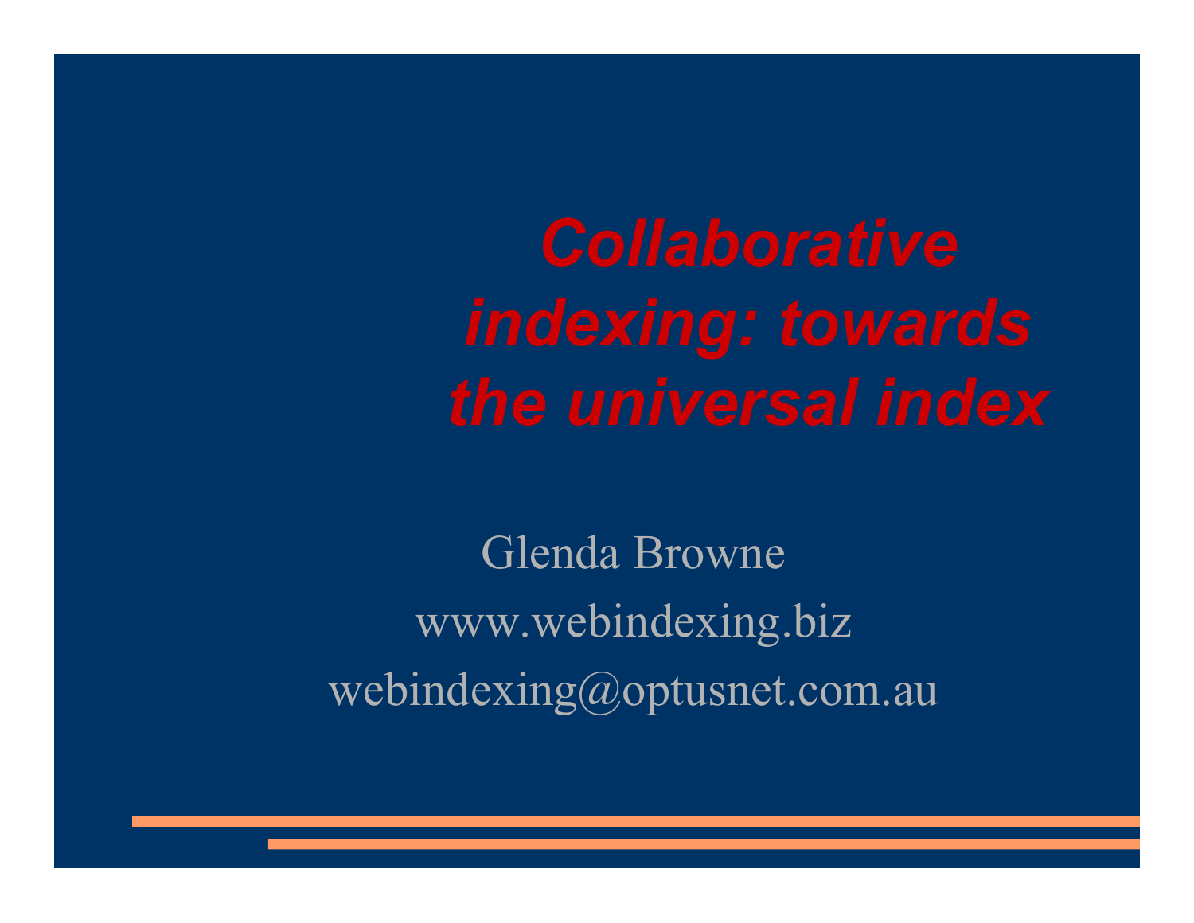# *Collaborative indexing: towards the universal index*

Glenda Browne

www.webindexing.biz

webindexing@optusnet.com.au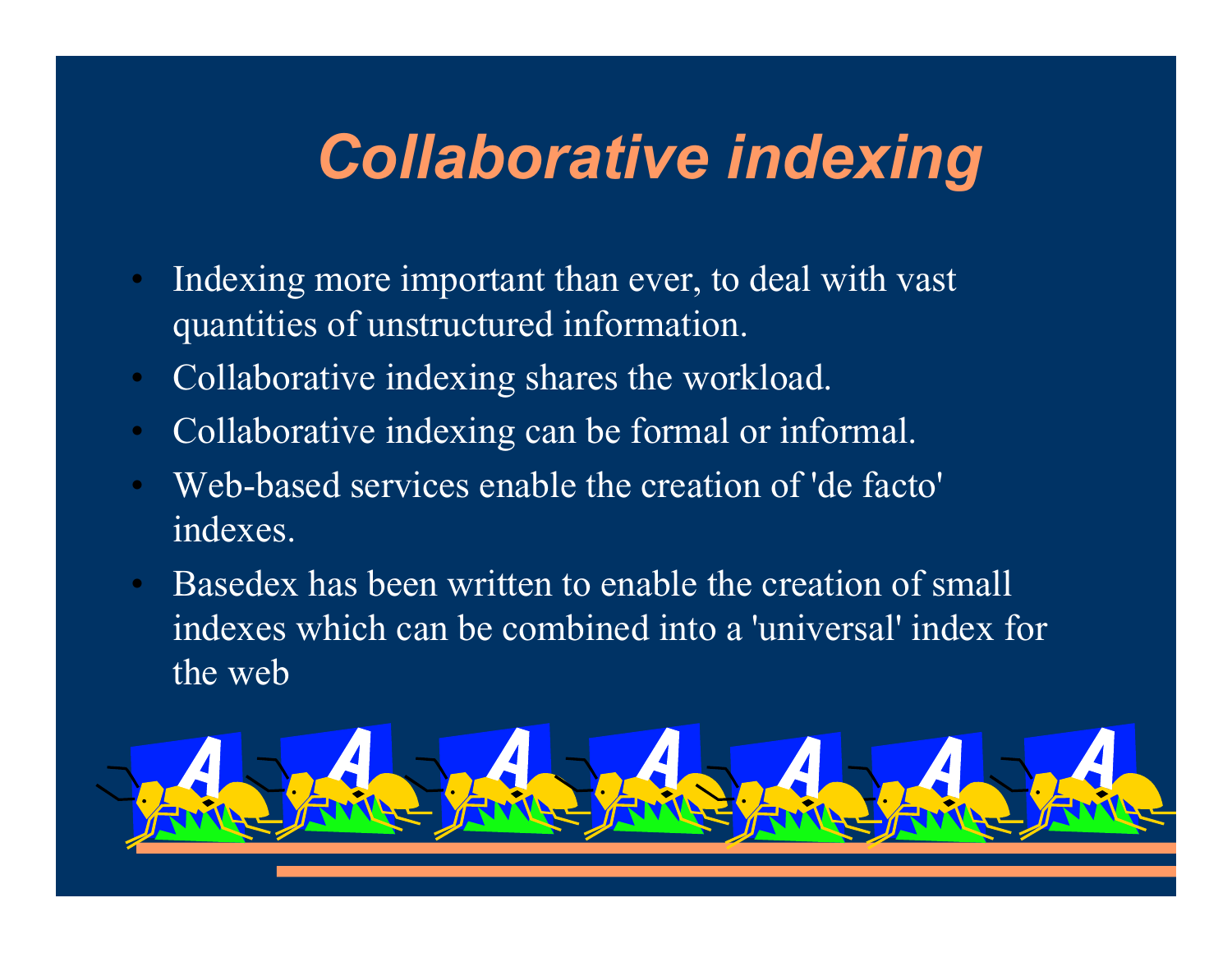# *Collaborative indexing*

- Indexing more important than ever, to deal with vast quantities of unstructured information.
- Collaborative indexing shares the workload.
- Collaborative indexing can be formal or informal.
- Web-based services enable the creation of 'de facto' indexes.
- Basedex has been written to enable the creation of small indexes which can be combined into a 'universal' index for the web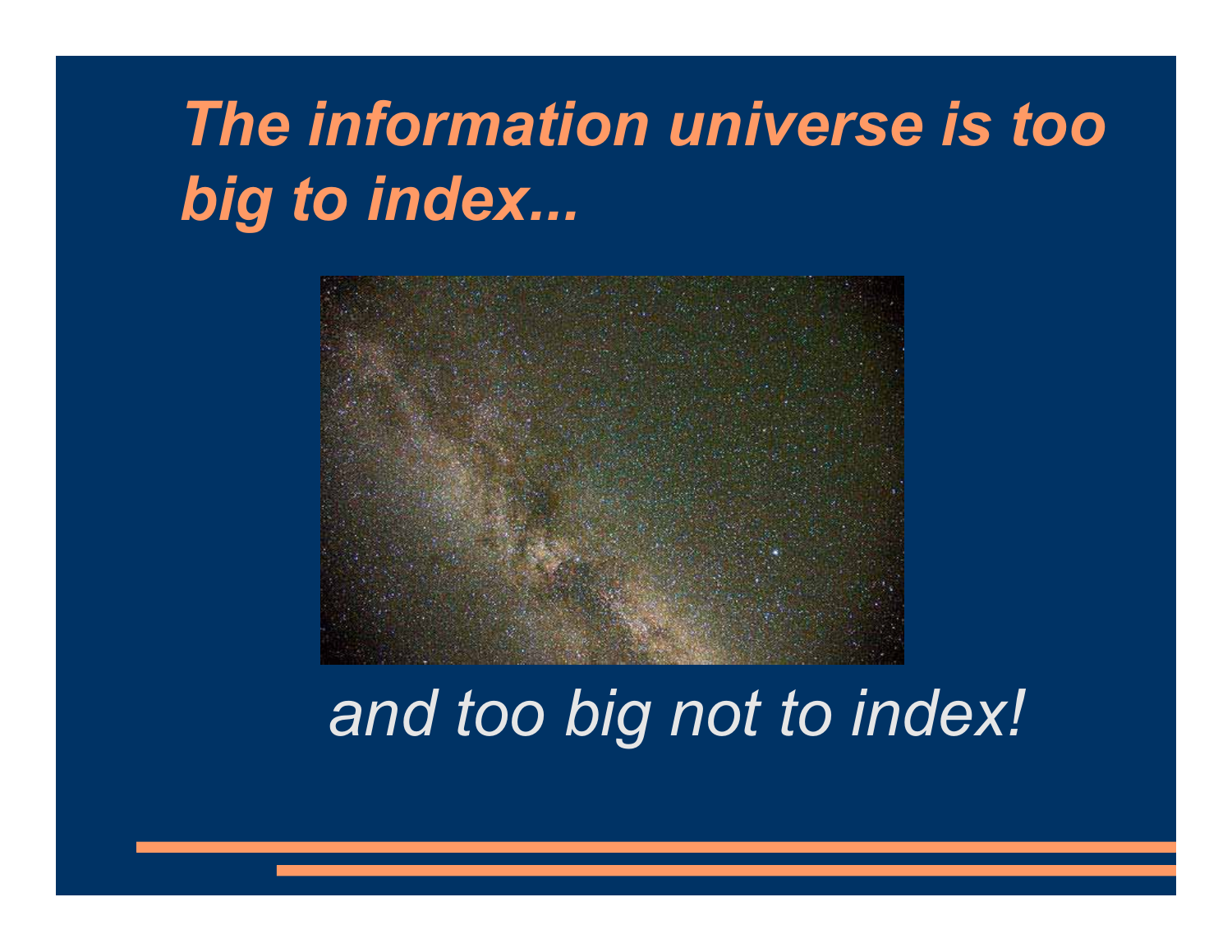# *The information universe is too big to index...*

*and too big not to index!*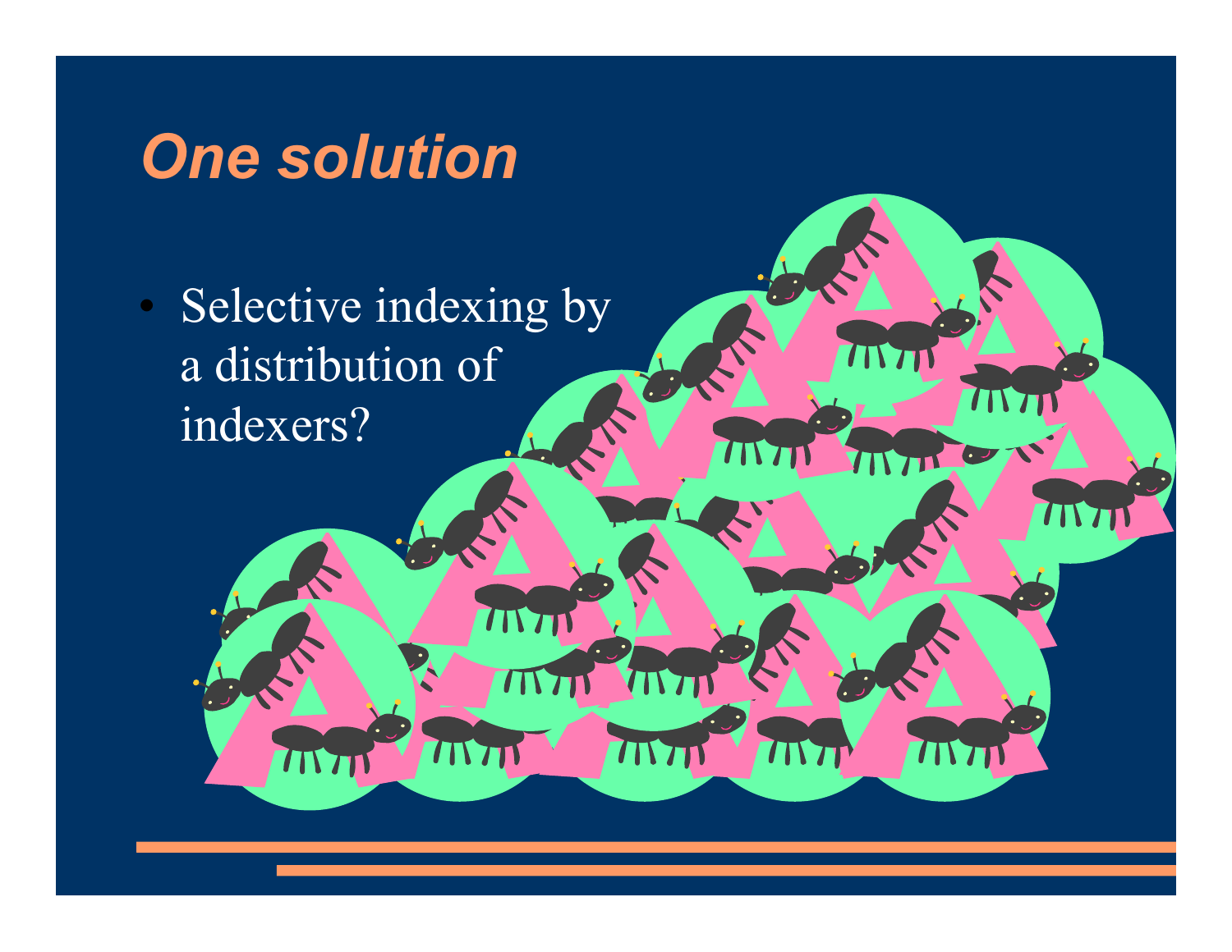# One solution

- Selective indexing by a distribution of indexers?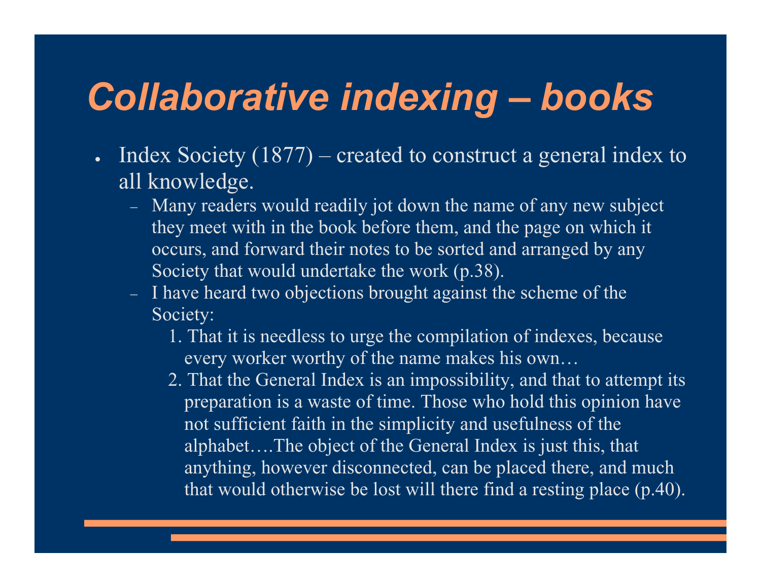# *Collaborative indexing – books*

- Index Society (1877) – created to construct a general index to all knowledge.
  - Many readers would readily jot down the name of any new subject they meet with in the book before them, and the page on which it occurs, and forward their notes to be sorted and arranged by any Society that would undertake the work (p.38).
  - I have heard two objections brought against the scheme of the Society:
    1. That it is needless to urge the compilation of indexes, because every worker worthy of the name makes his own…
    2. That the General Index is an impossibility, and that to attempt its preparation is a waste of time. Those who hold this opinion have not sufficient faith in the simplicity and usefulness of the alphabet….The object of the General Index is just this, that anything, however disconnected, can be placed there, and much that would otherwise be lost will there find a resting place (p.40).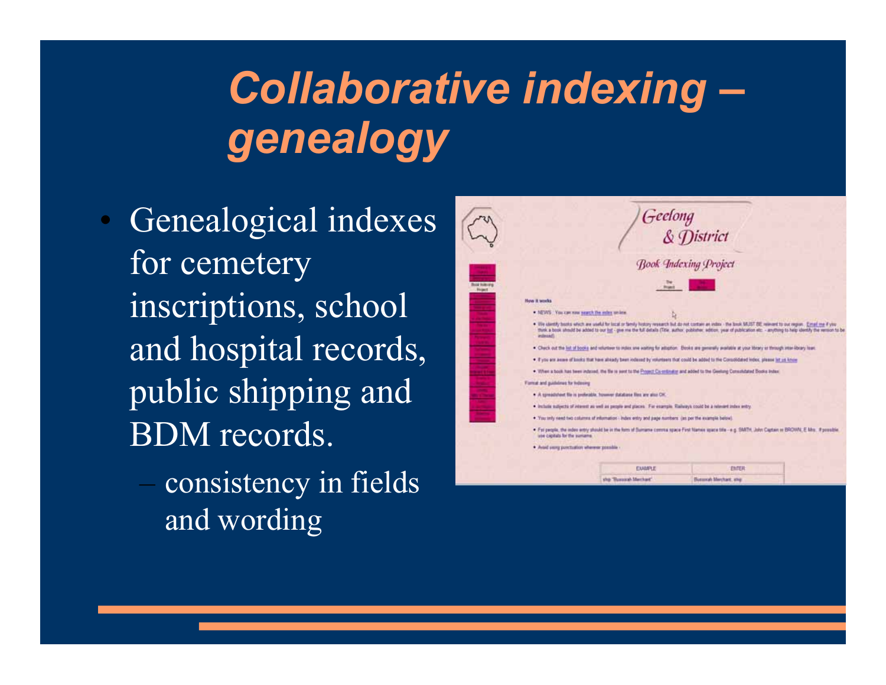# *Collaborative indexing – genealogy*

- Genealogical indexes for cemetery inscriptions, school and hospital records, public shipping and BDM records.
  - consistency in fields and wording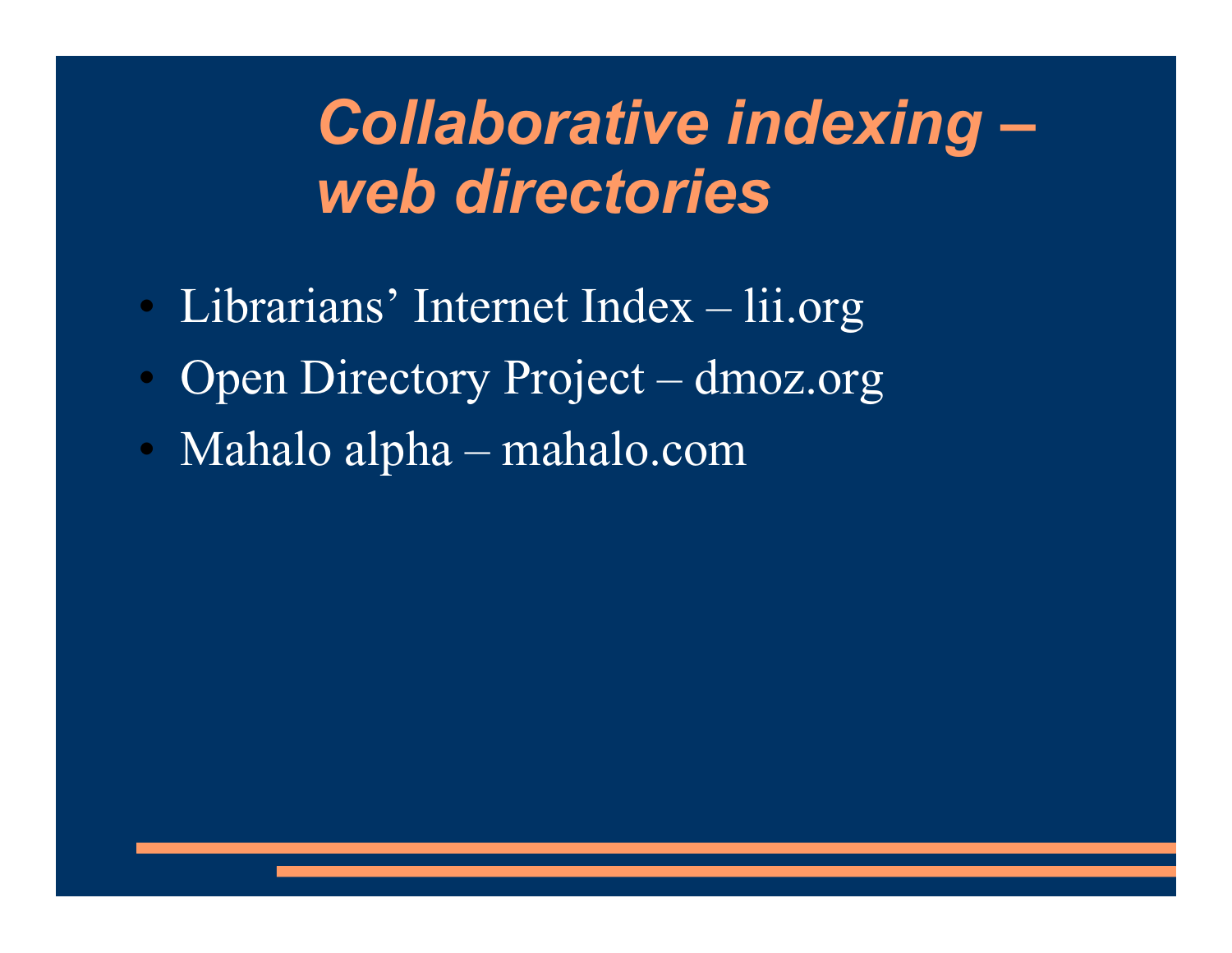# *Collaborative indexing – web directories*

- Librarians' Internet Index – lii.org
- Open Directory Project – dmoz.org
- Mahalo alpha – mahalo.com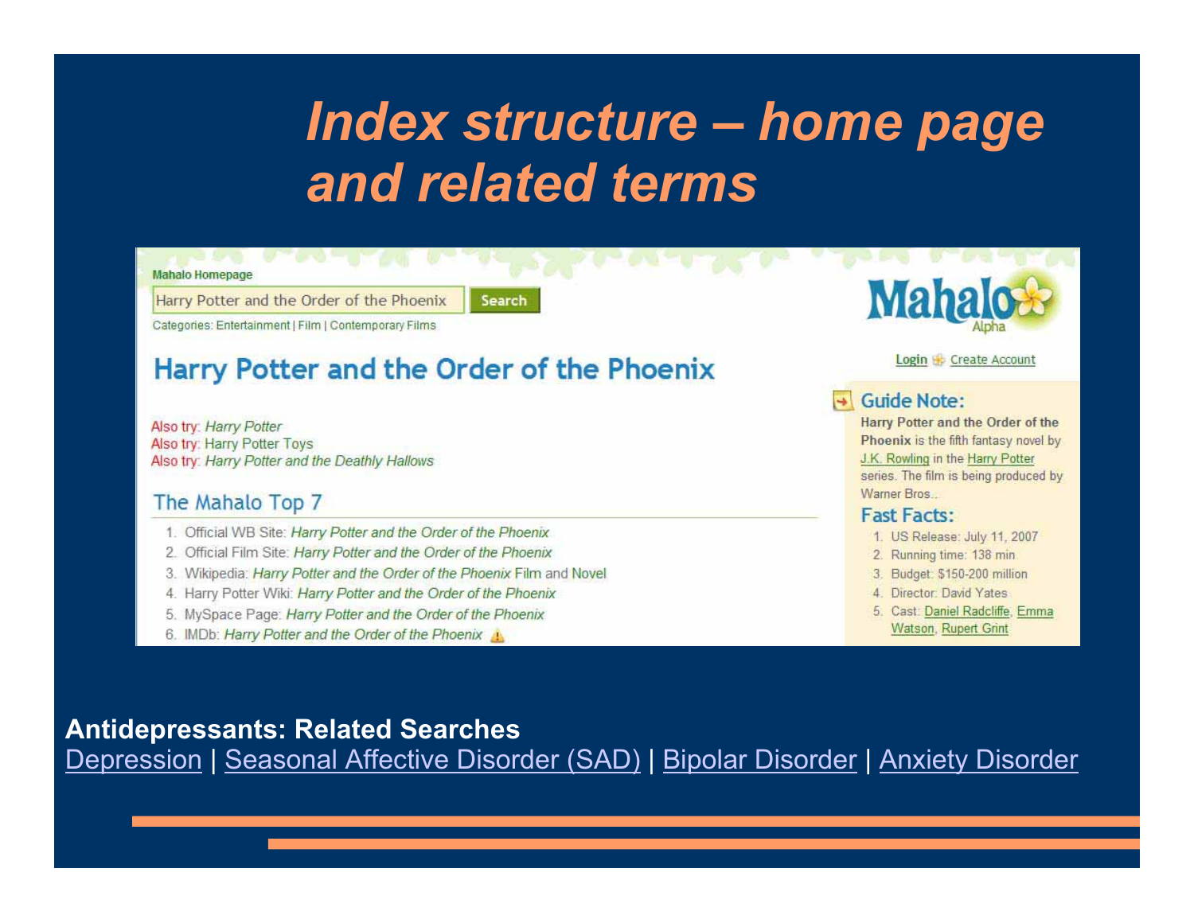# Index structure – home page and related terms

Mahalo Homepage

Harry Potter and the Order of the Phoenix | Search

Categories: Entertainment | Film | Contemporary Films

## Harry Potter and the Order of the Phoenix

Also try: *Harry Potter*
Also try: Harry Potter Toys
Also try: *Harry Potter and the Deathly Hallows*

### The Mahalo Top 7

1. Official WB Site: *Harry Potter and the Order of the Phoenix*
2. Official Film Site: *Harry Potter and the Order of the Phoenix*
3. Wikipedia: *Harry Potter and the Order of the Phoenix* Film and Novel
4. Harry Potter Wiki: *Harry Potter and the Order of the Phoenix*
5. MySpace Page: *Harry Potter and the Order of the Phoenix*
6. IMDb: *Harry Potter and the Order of the Phoenix*

Mahalo Alpha

Login | Create Account

### Guide Note:

**Harry Potter and the Order of the Phoenix** is the fifth fantasy novel by J.K. Rowling in the Harry Potter series. The film is being produced by Warner Bros..

### Fast Facts:

1. US Release: July 11, 2007
2. Running time: 138 min
3. Budget: $150-200 million
4. Director: David Yates
5. Cast: Daniel Radcliffe, Emma Watson, Rupert Grint

**Antidepressants: Related Searches**
Depression | Seasonal Affective Disorder (SAD) | Bipolar Disorder | Anxiety Disorder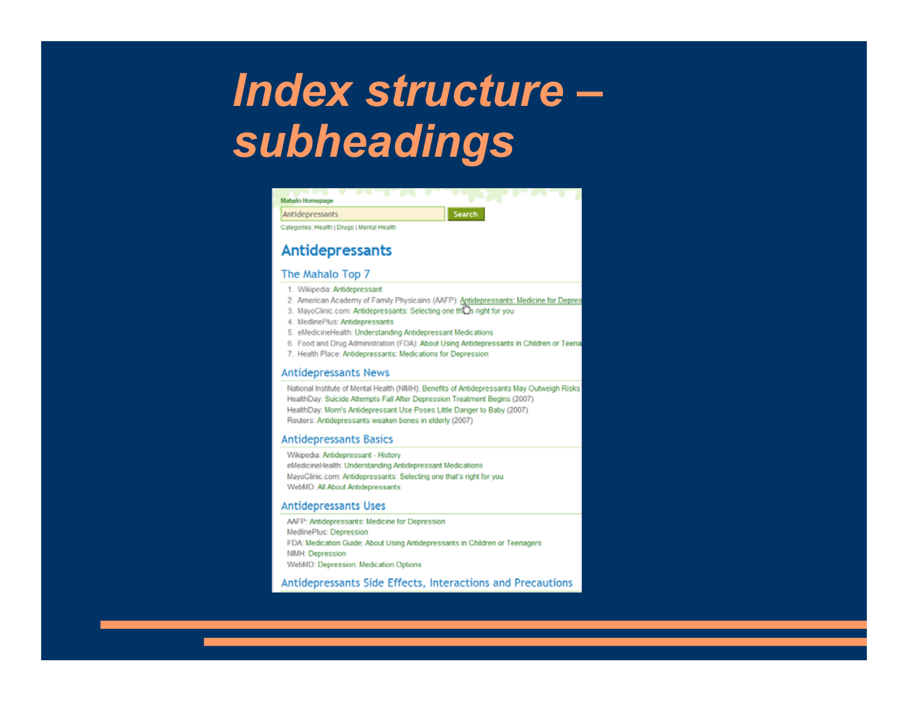# Index structure – subheadings

Mahalo Homepage

Antidepressants | Search

Categories: Health | Drugs | Mental Health

## Antidepressants

### The Mahalo Top 7

1. Wikipedia: Antidepressant
2. American Academy of Family Physicains (AAFP): Antidepressants: Medicine for Depres
3. MayoClinic.com: Antidepressants: Selecting one that's right for you
4. MedlinePlus: Antidepressants
5. eMedicineHealth: Understanding Antidepressant Medications
6. Food and Drug Administration (FDA): About Using Antidepressants in Children or Teena
7. Health Place: Antidepressants: Medications for Depression

### Antidepressants News

National Institute of Mental Health (NIMH): Benefits of Antidepressants May Outweigh Risks
HealthDay: Suicide Attempts Fall After Depression Treatment Begins (2007)
HealthDay: Mom's Antidepressant Use Poses Little Danger to Baby (2007)
Reuters: Antidepressants weaken bones in elderly (2007)

### Antidepressants Basics

Wikipedia: Antidepressant - History
eMedicineHealth: Understanding Antidepressant Medications
MayoClinic.com: Antidepressants: Selecting one that's right for you
WebMD: All About Antidepressants

### Antidepressants Uses

AAFP: Antidepressants: Medicine for Depression
MedlinePlus: Depression
FDA: Medication Guide: About Using Antidepressants in Children or Teenagers
NIMH: Depression
WebMD: Depression: Medication Options

### Antidepressants Side Effects, Interactions and Precautions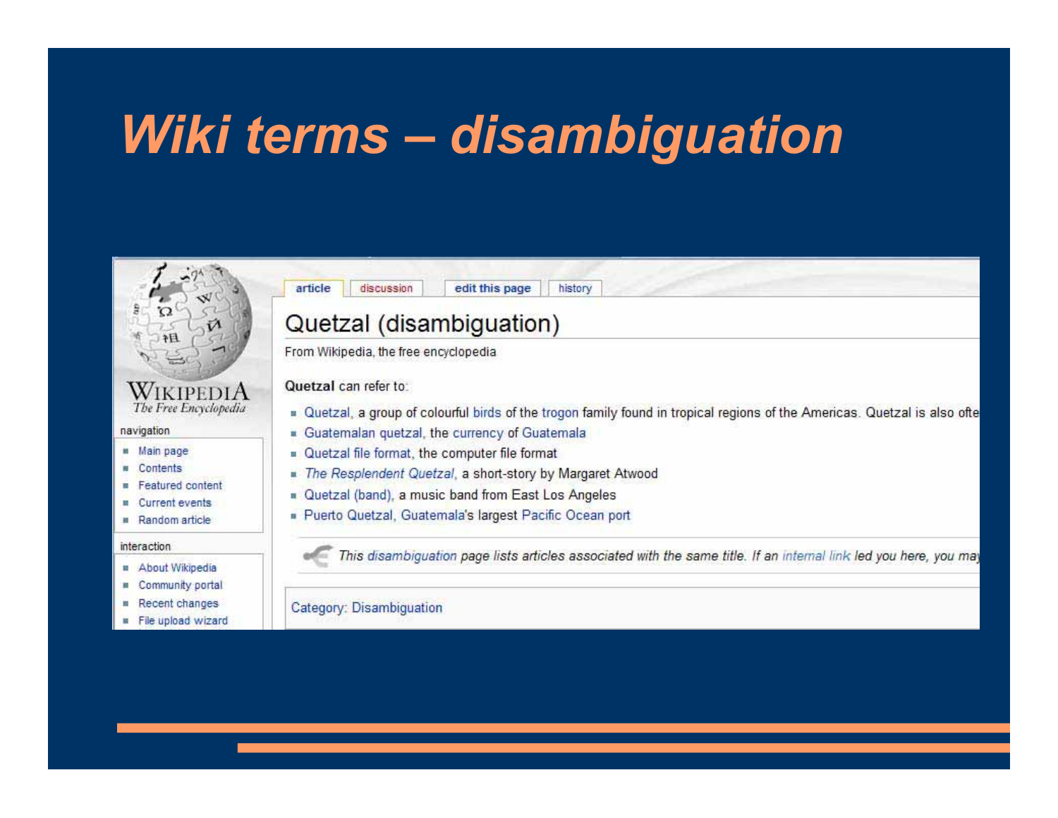# Wiki terms – disambiguation

article | discussion | edit this page | history

## Quetzal (disambiguation)

From Wikipedia, the free encyclopedia

**Quetzal** can refer to:

- Quetzal, a group of colourful birds of the trogon family found in tropical regions of the Americas. Quetzal is also ofte
- Guatemalan quetzal, the currency of Guatemala
- Quetzal file format, the computer file format
- *The Resplendent Quetzal*, a short-story by Margaret Atwood
- Quetzal (band), a music band from East Los Angeles
- Puerto Quetzal, Guatemala's largest Pacific Ocean port

*This disambiguation page lists articles associated with the same title. If an internal link led you here, you may*

Category: Disambiguation

WIKIPEDIA
*The Free Encyclopedia*

navigation

- Main page
- Contents
- Featured content
- Current events
- Random article

interaction

- About Wikipedia
- Community portal
- Recent changes
- File upload wizard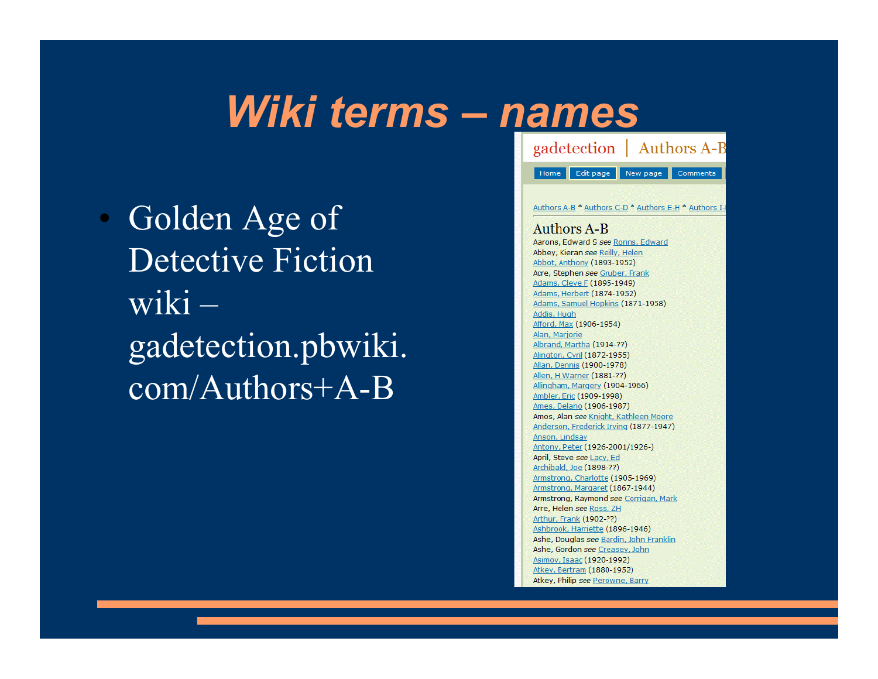# Wiki terms – names

- Golden Age of Detective Fiction wiki – gadetection.pbwiki.com/Authors+A-B

gadetection | Authors A-B

Home | Edit page | New page | Comments

Authors A-B * Authors C-D * Authors E-H * Authors I-

## Authors A-B

Aarons, Edward S *see* Ronns, Edward
Abbey, Kieran *see* Reilly, Helen
Abbot, Anthony (1893-1952)
Acre, Stephen *see* Gruber, Frank
Adams, Cleve F (1895-1949)
Adams, Herbert (1874-1952)
Adams, Samuel Hopkins (1871-1958)
Addis, Hugh
Afford, Max (1906-1954)
Alan, Marjorie
Albrand, Martha (1914-??)
Alington, Cyril (1872-1955)
Allan, Dennis (1900-1978)
Allen, H Warner (1881-??)
Allingham, Margery (1904-1966)
Ambler, Eric (1909-1998)
Ames, Delano (1906-1987)
Amos, Alan *see* Knight, Kathleen Moore
Anderson, Frederick Irving (1877-1947)
Anson, Lindsay
Antony, Peter (1926-2001/1926-)
April, Steve *see* Lacy, Ed
Archibald, Joe (1898-??)
Armstrong, Charlotte (1905-1969)
Armstrong, Margaret (1867-1944)
Armstrong, Raymond *see* Corrigan, Mark
Arre, Helen *see* Ross, ZH
Arthur, Frank (1902-??)
Ashbrook, Harriette (1896-1946)
Ashe, Douglas *see* Bardin, John Franklin
Ashe, Gordon *see* Creasey, John
Asimov, Isaac (1920-1992)
Atkey, Bertram (1880-1952)
Atkey, Philip *see* Perowne, Barry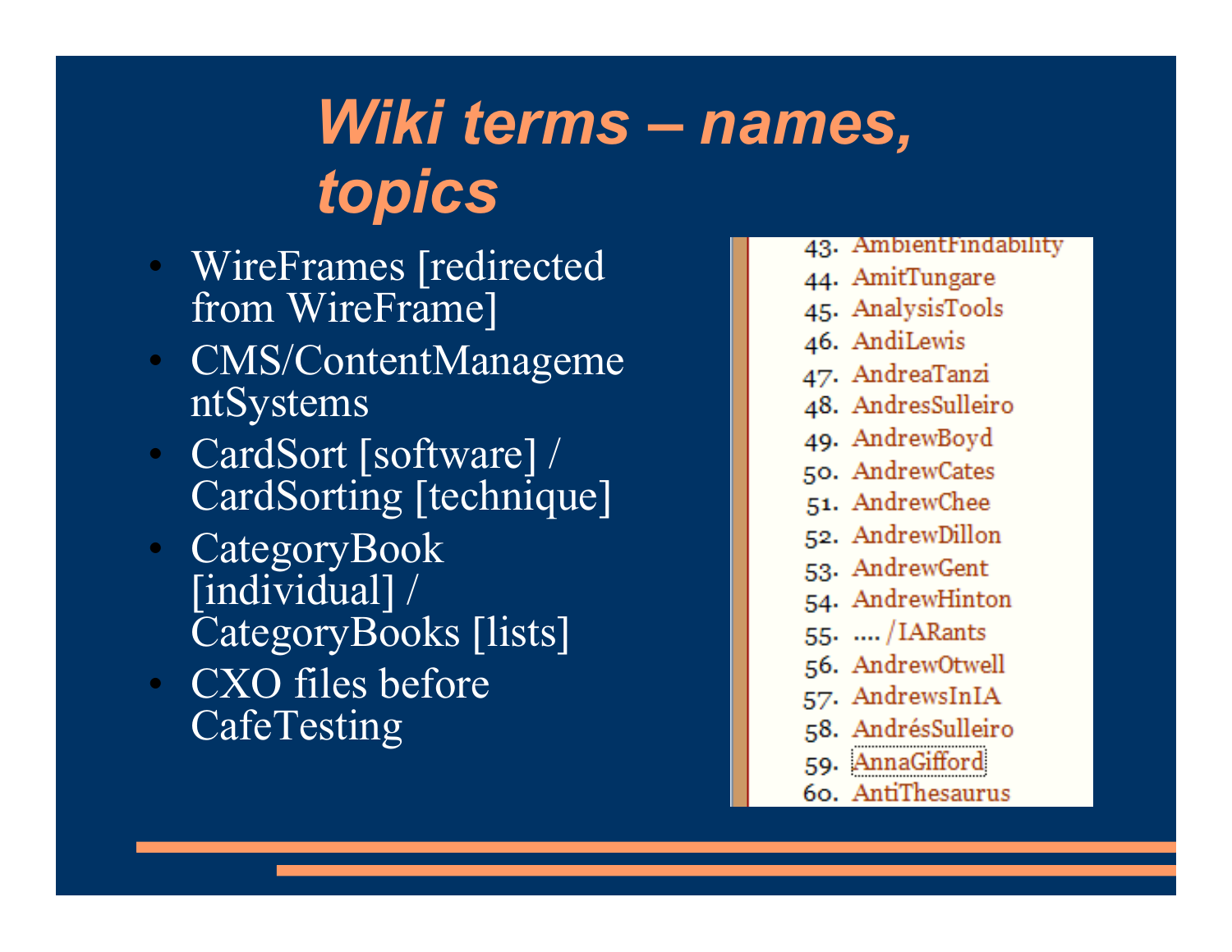# *Wiki terms – names, topics*

- WireFrames [redirected from WireFrame]
- CMS/ContentManagementSystems
- CardSort [software] / CardSorting [technique]
- CategoryBook [individual] / CategoryBooks [lists]
- CXO files before CafeTesting

43. AmbientFindability
44. AmitTungare
45. AnalysisTools
46. AndiLewis
47. AndreaTanzi
48. AndresSulleiro
49. AndrewBoyd
50. AndrewCates
51. AndrewChee
52. AndrewDillon
53. AndrewGent
54. AndrewHinton
55. .... /IARants
56. AndrewOtwell
57. AndrewsInIA
58. AndrésSulleiro
59. AnnaGifford
60. AntiThesaurus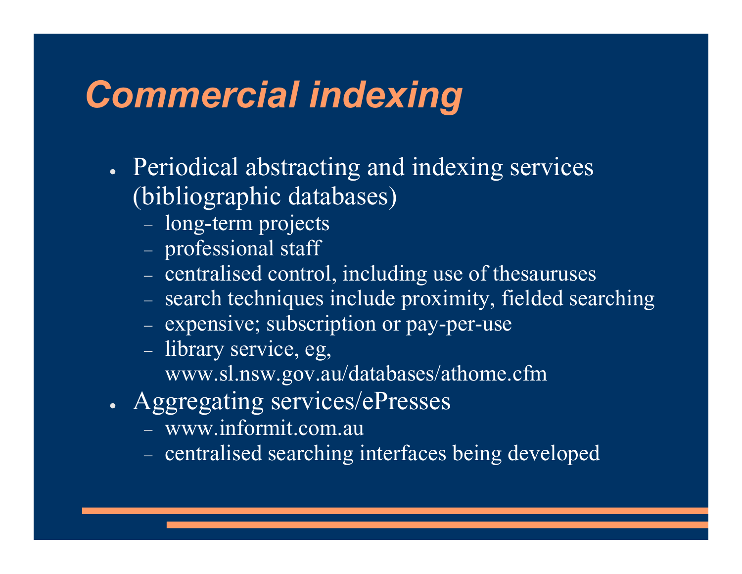# Commercial indexing

- Periodical abstracting and indexing services (bibliographic databases)
  - long-term projects
  - professional staff
  - centralised control, including use of thesauruses
  - search techniques include proximity, fielded searching
  - expensive; subscription or pay-per-use
  - library service, eg, www.sl.nsw.gov.au/databases/athome.cfm
- Aggregating services/ePresses
  - www.informit.com.au
  - centralised searching interfaces being developed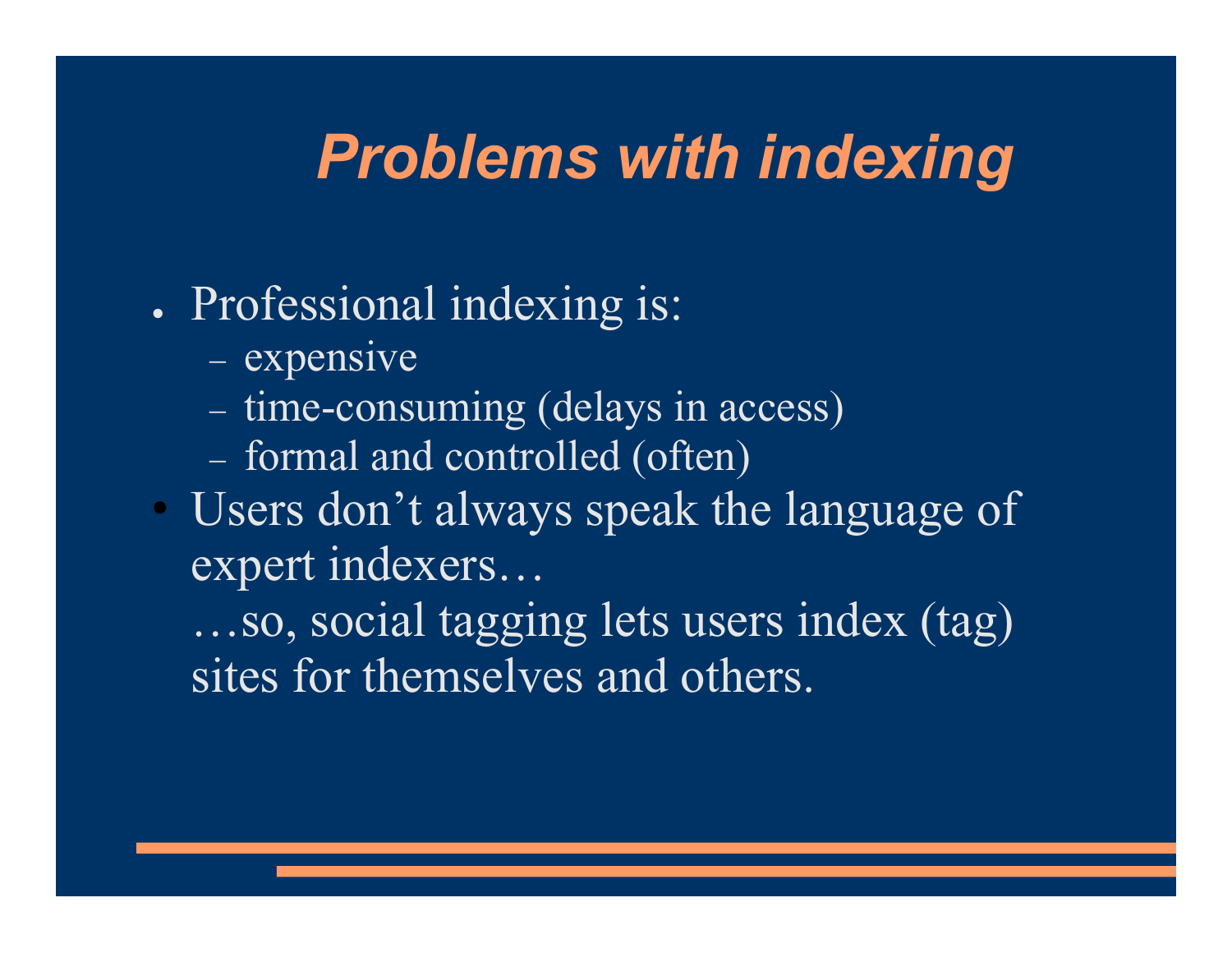# Problems with indexing

- Professional indexing is:
  - expensive
  - time-consuming (delays in access)
  - formal and controlled (often)
- Users don’t always speak the language of expert indexers…

  …so, social tagging lets users index (tag) sites for themselves and others.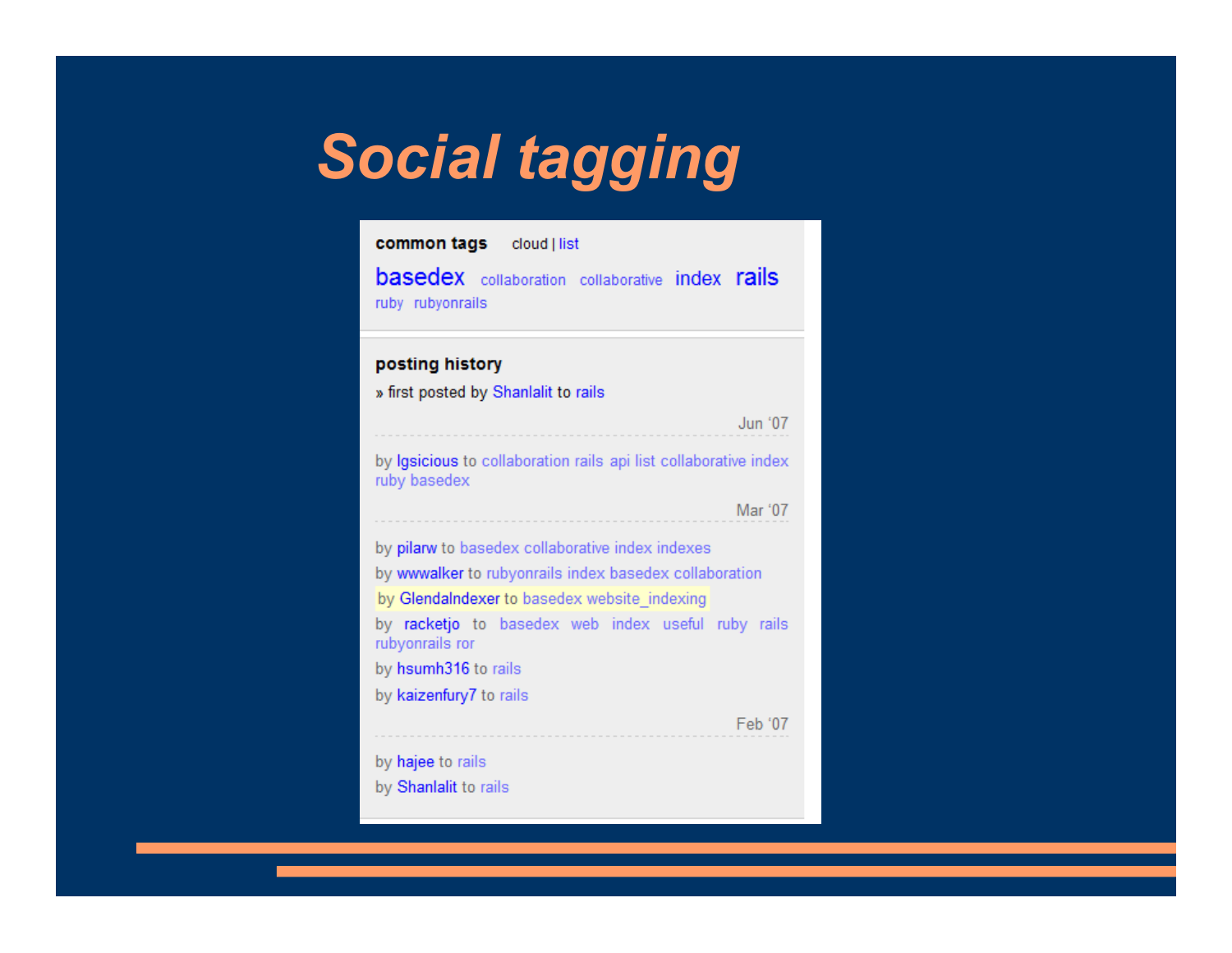# Social tagging

**common tags** cloud | list

basedex collaboration collaborative index rails ruby rubyonrails

**posting history**

» first posted by Shanlalit to rails

Jun '07

by lgsicious to collaboration rails api list collaborative index ruby basedex

Mar '07

by pilarw to basedex collaborative index indexes

by wwwalker to rubyonrails index basedex collaboration

by GlendaIndexer to basedex website_indexing

by racketjo to basedex web index useful ruby rails rubyonrails ror

by hsumh316 to rails

by kaizenfury7 to rails

Feb '07

by hajee to rails

by Shanlalit to rails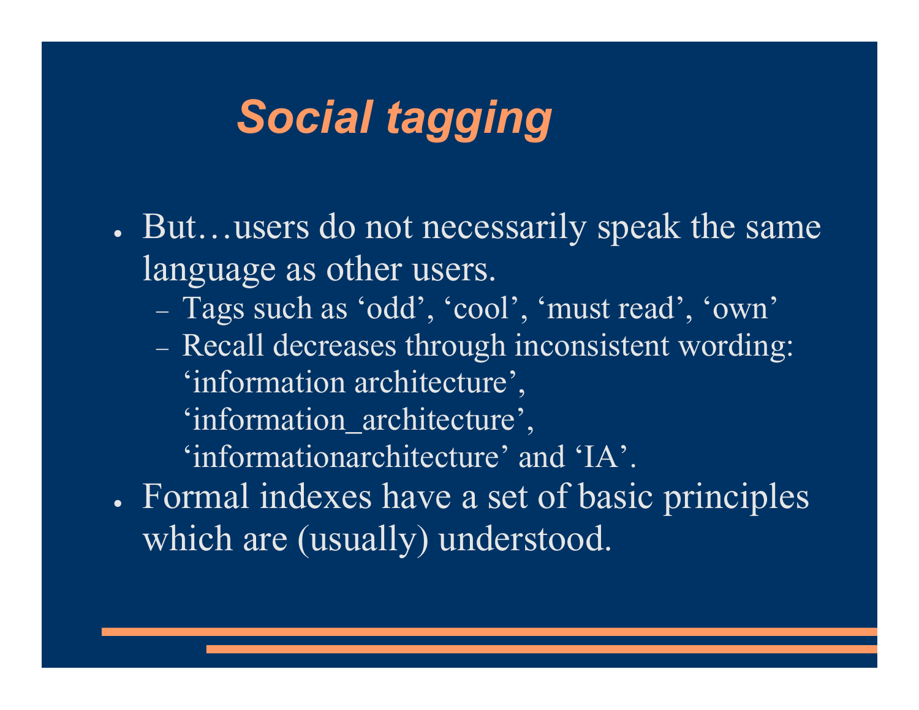# Social tagging

- But…users do not necessarily speak the same language as other users.
  - Tags such as 'odd', 'cool', 'must read', 'own'
  - Recall decreases through inconsistent wording: 'information architecture', 'information_architecture', 'informationarchitecture' and 'IA'.
- Formal indexes have a set of basic principles which are (usually) understood.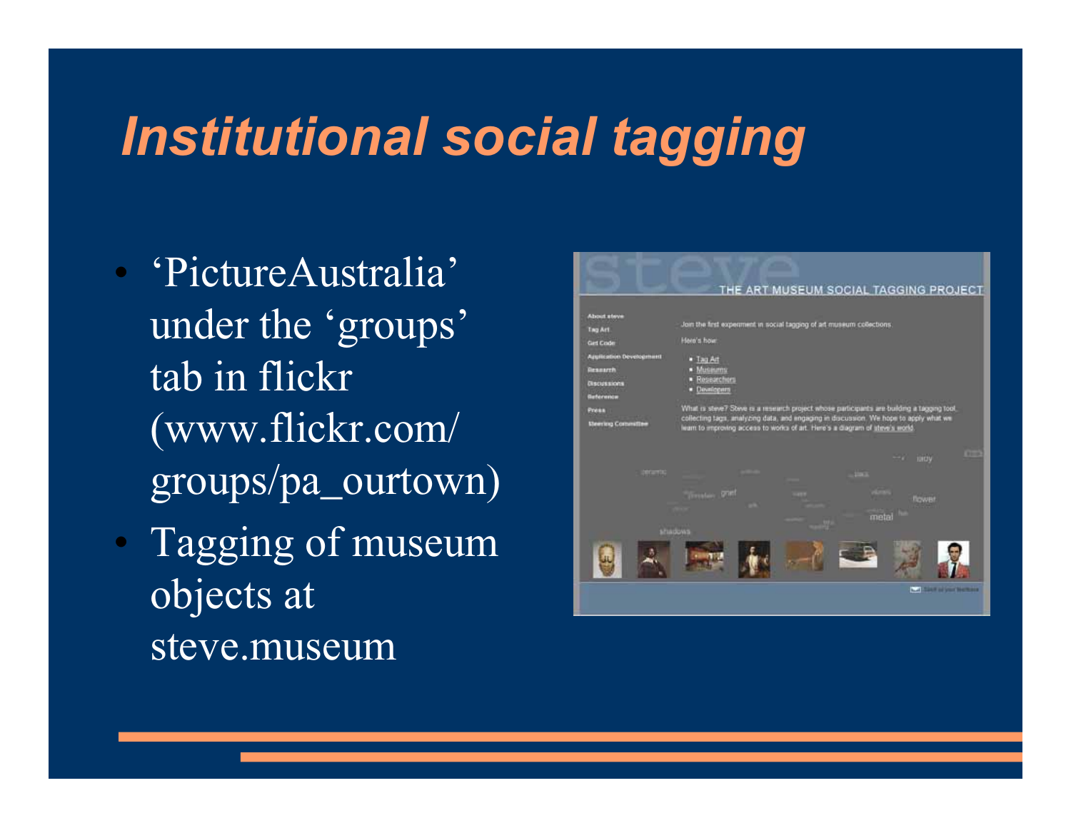# *Institutional social tagging*

- 'PictureAustralia' under the 'groups' tab in flickr (www.flickr.com/groups/pa_ourtown)
- Tagging of museum objects at steve.museum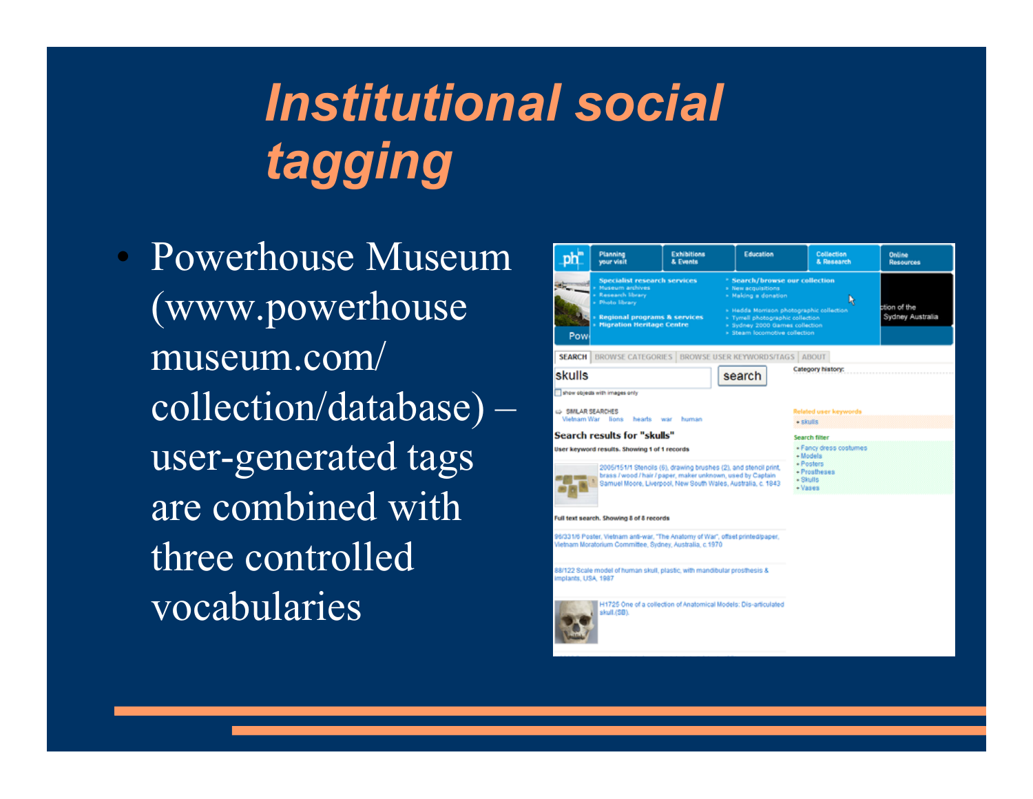# Institutional social tagging

- Powerhouse Museum (www.powerhousemuseum.com/collection/database) – user-generated tags are combined with three controlled vocabularies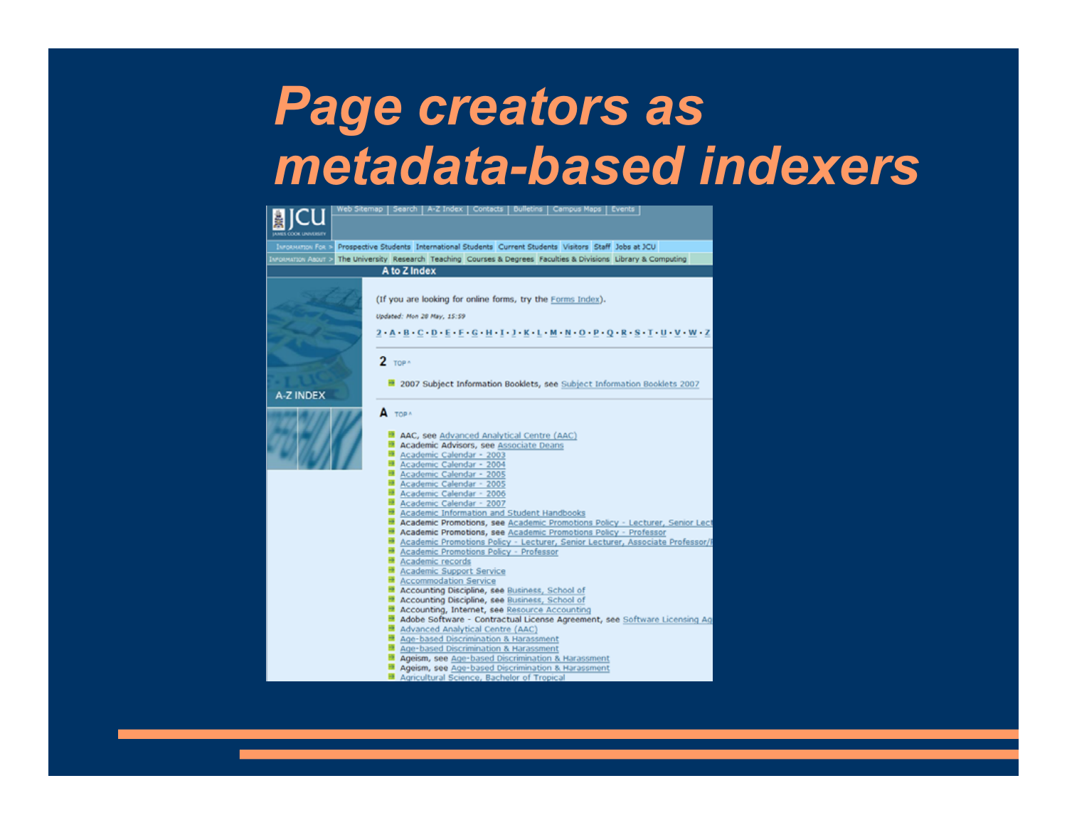# Page creators as metadata-based indexers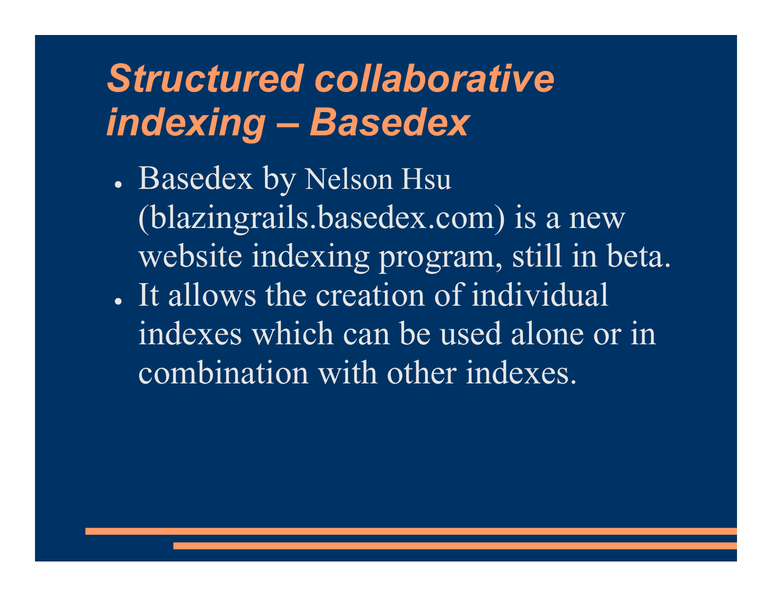# *Structured collaborative indexing – Basedex*

- Basedex by Nelson Hsu (blazingrails.basedex.com) is a new website indexing program, still in beta.
- It allows the creation of individual indexes which can be used alone or in combination with other indexes.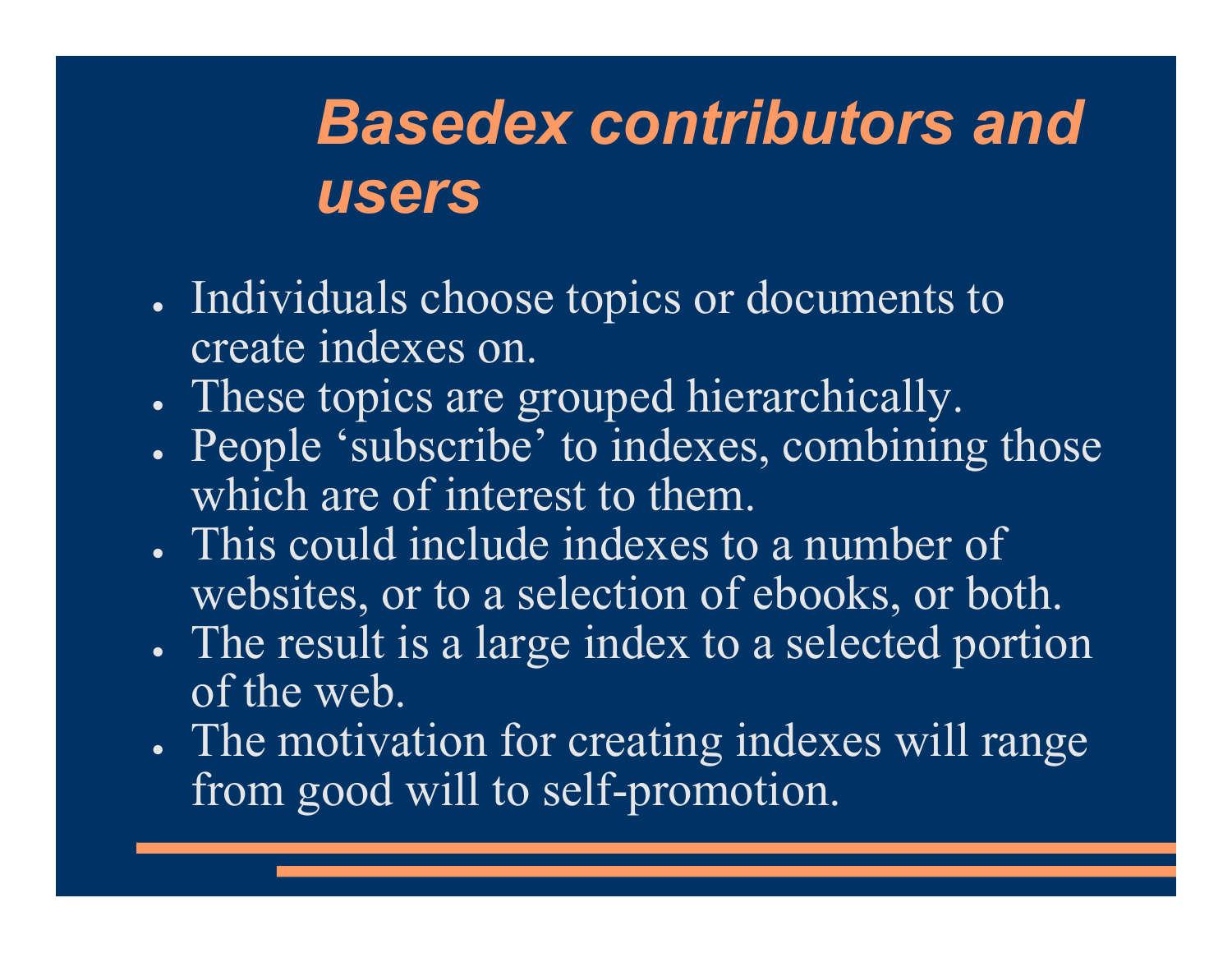# *Basedex contributors and users*

- Individuals choose topics or documents to create indexes on.
- These topics are grouped hierarchically.
- People 'subscribe' to indexes, combining those which are of interest to them.
- This could include indexes to a number of websites, or to a selection of ebooks, or both.
- The result is a large index to a selected portion of the web.
- The motivation for creating indexes will range from good will to self-promotion.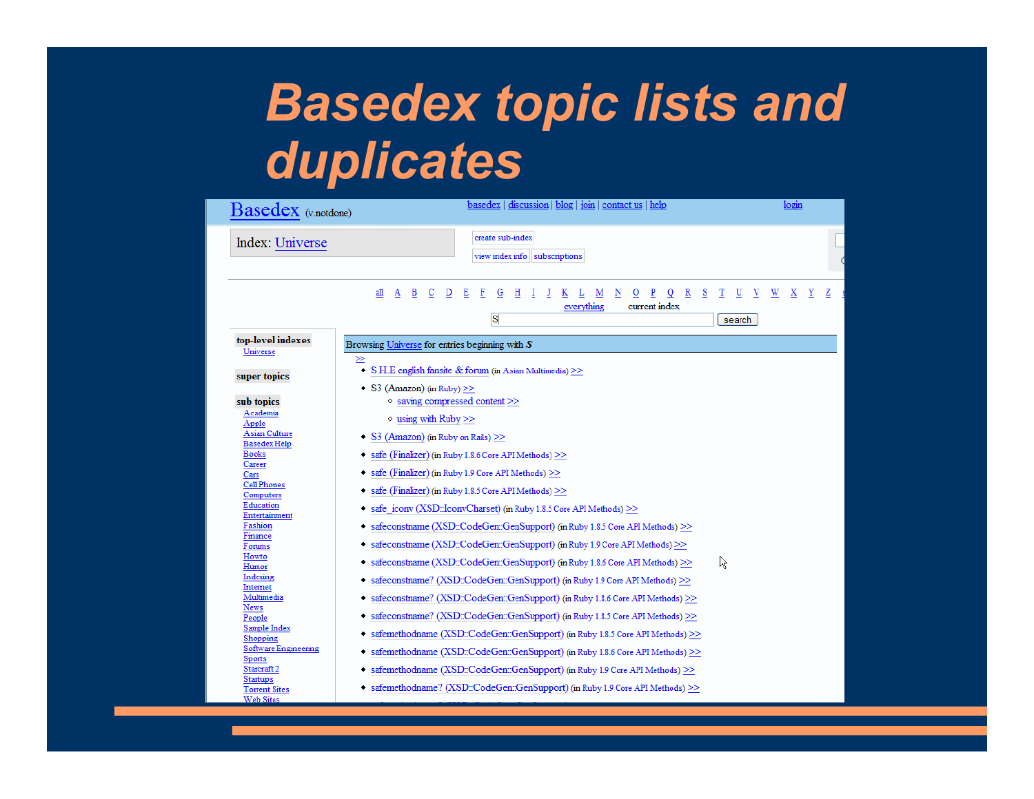# Basedex topic lists and duplicates

Basedex (v.notdone)

basedex | discussion | blog | join | contact us | help

login

Index: Universe

create sub-index

view index info | subscriptions

all A B C D E F G H I J K L M N O P Q R S T U V W X Y Z

everything current index

S search

**top-level indexes**

Universe

**super topics**

**sub topics**

- Academia
- Apple
- Asian Culture
- Basedex Help
- Books
- Career
- Cars
- Cell Phones
- Computers
- Education
- Entertainment
- Fashion
- Finance
- Forums
- Howto
- Humor
- Indexing
- Internet
- Multimedia
- News
- People
- Sample Index
- Shopping
- Software Engineering
- Sports
- Starcraft 2
- Startups
- Torrent Sites
- Web Sites

Browsing Universe for entries beginning with *S*

>>

- S.H.E english fansite & forum (in Asian Multimedia) >>
- S3 (Amazon) (in Ruby) >>
  - saving compressed content >>
  - using with Ruby >>
- S3 (Amazon) (in Ruby on Rails) >>
- safe (Finalizer) (in Ruby 1.8.6 Core API Methods) >>
- safe (Finalizer) (in Ruby 1.9 Core API Methods) >>
- safe (Finalizer) (in Ruby 1.8.5 Core API Methods) >>
- safe_iconv (XSD::IconvCharset) (in Ruby 1.8.5 Core API Methods) >>
- safeconstname (XSD::CodeGen::GenSupport) (in Ruby 1.8.5 Core API Methods) >>
- safeconstname (XSD::CodeGen::GenSupport) (in Ruby 1.9 Core API Methods) >>
- safeconstname (XSD::CodeGen::GenSupport) (in Ruby 1.8.6 Core API Methods) >>
- safeconstname? (XSD::CodeGen::GenSupport) (in Ruby 1.9 Core API Methods) >>
- safeconstname? (XSD::CodeGen::GenSupport) (in Ruby 1.8.6 Core API Methods) >>
- safeconstname? (XSD::CodeGen::GenSupport) (in Ruby 1.8.5 Core API Methods) >>
- safemethodname (XSD::CodeGen::GenSupport) (in Ruby 1.8.5 Core API Methods) >>
- safemethodname (XSD::CodeGen::GenSupport) (in Ruby 1.8.6 Core API Methods) >>
- safemethodname (XSD::CodeGen::GenSupport) (in Ruby 1.9 Core API Methods) >>
- safemethodname? (XSD::CodeGen::GenSupport) (in Ruby 1.9 Core API Methods) >>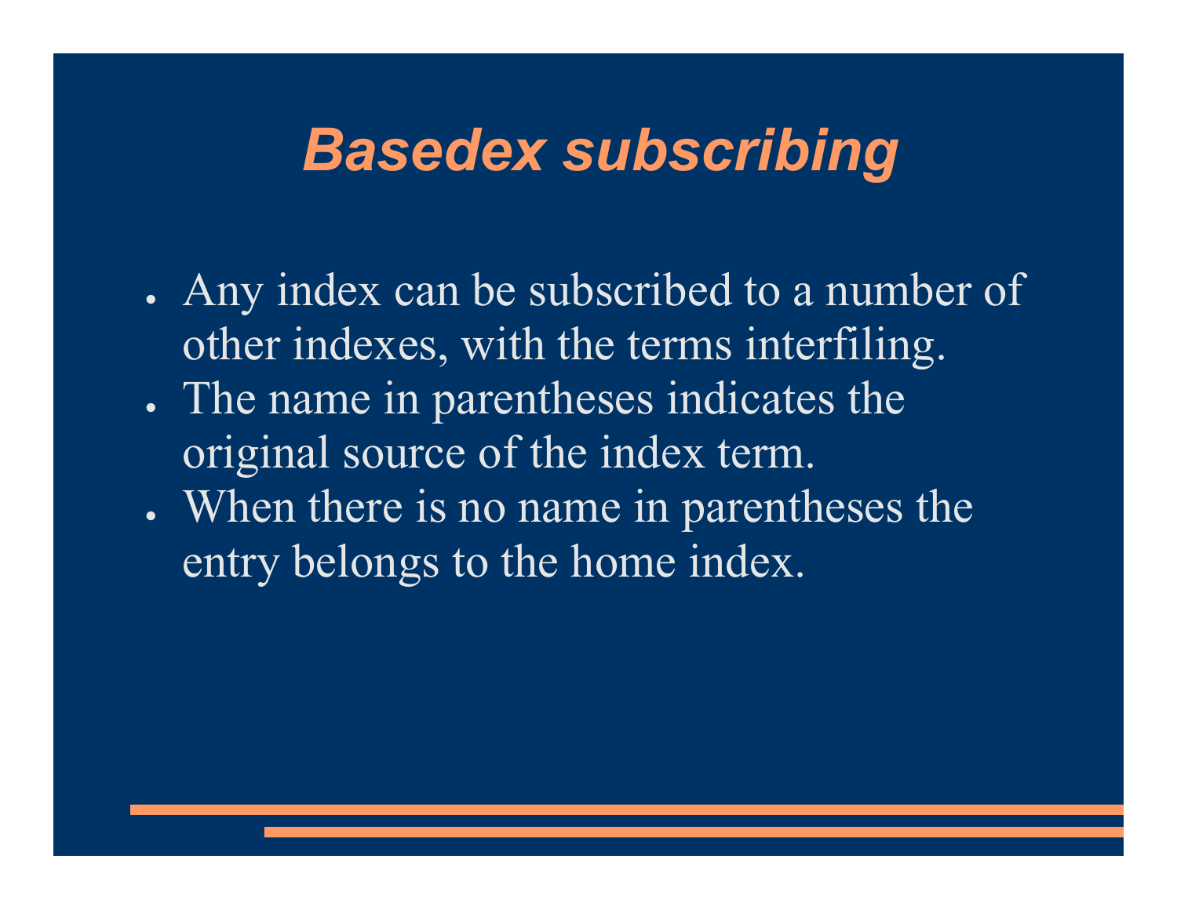# Basedex subscribing

- Any index can be subscribed to a number of other indexes, with the terms interfiling.
- The name in parentheses indicates the original source of the index term.
- When there is no name in parentheses the entry belongs to the home index.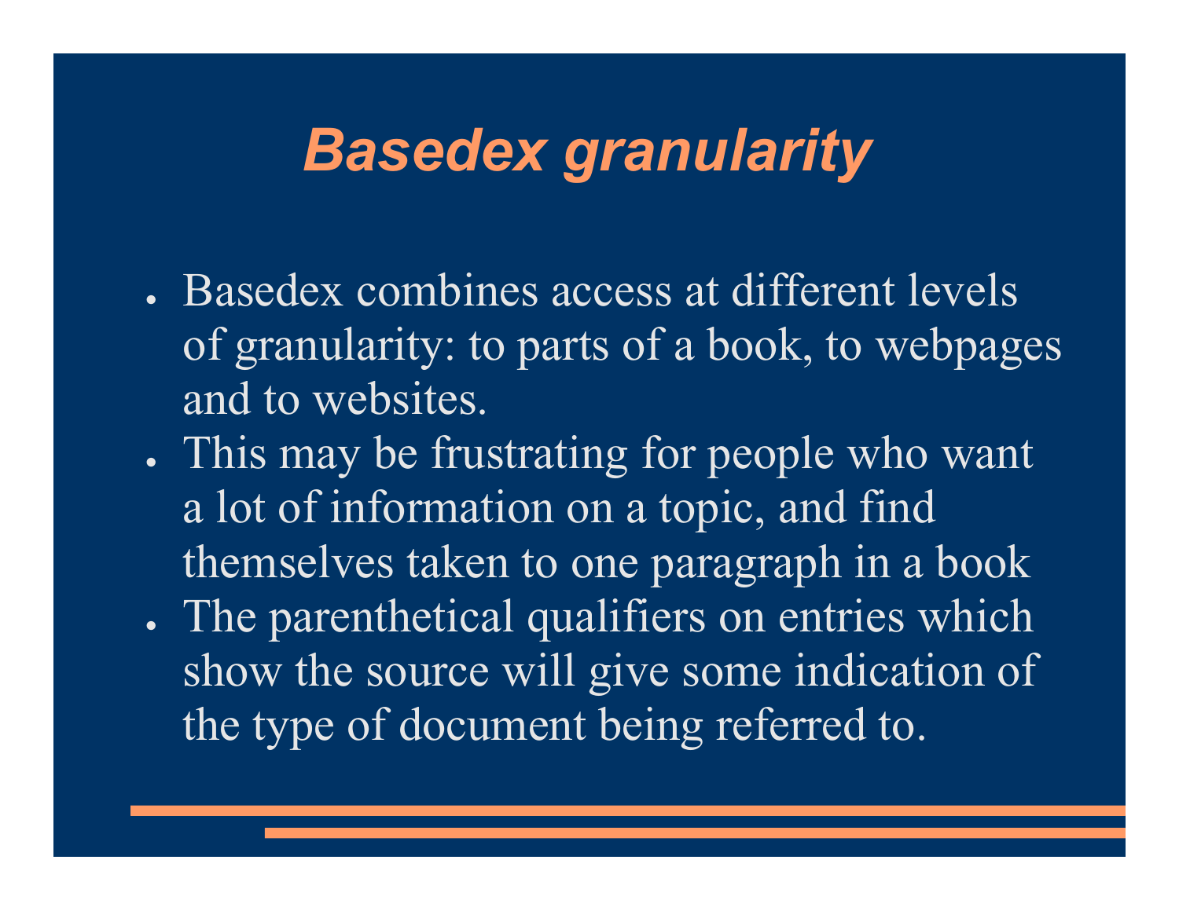# Basedex granularity

- Basedex combines access at different levels of granularity: to parts of a book, to webpages and to websites.
- This may be frustrating for people who want a lot of information on a topic, and find themselves taken to one paragraph in a book
- The parenthetical qualifiers on entries which show the source will give some indication of the type of document being referred to.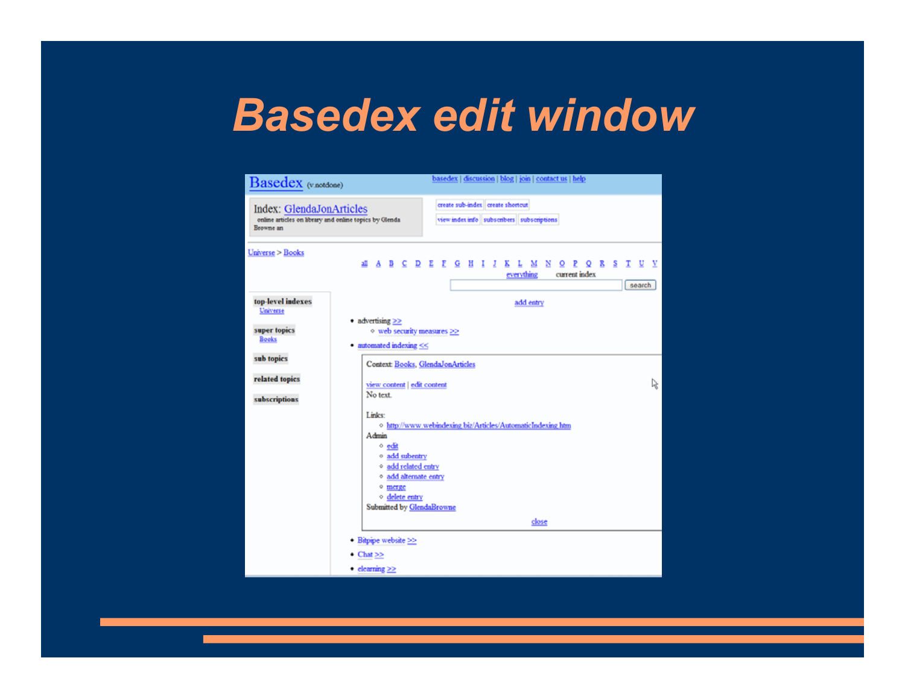# Basedex edit window

Basedex (v.notdone)

basedex | discussion | blog | join | contact us | help

Index: GlendaJonArticles
online articles on library and online topics by Glenda Browne an

create sub-index | create shortcut
view index info | subscribers | subscriptions

Universe > Books

all A B C D E F G H I J K L M N O P Q R S T U V

everything current index

search

top-level indexes
Universe

super topics
Books

sub topics

related topics

subscriptions

add entry

- advertising >>
  - web security measures >>
- automated indexing <<

Context: Books, GlendaJonArticles

view content | edit content

No text.

Links:
- http://www.webindexing.biz/Articles/AutomaticIndexing.htm

Admin
- edit
- add subentry
- add related entry
- add alternate entry
- merge
- delete entry

Submitted by GlendaBrowne

close

- Bitpipe website >>
- Chat >>
- elearning >>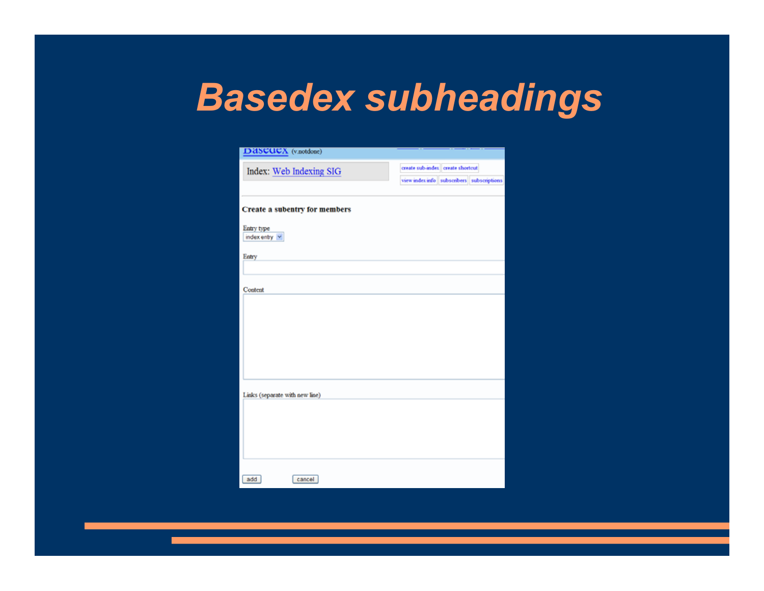# Basedex subheadings

Basedex (v.notdone)

Index: Web Indexing SIG

create sub-index | create shortcut

view index info | subscribers | subscriptions

**Create a subentry for members**

Entry type

index entry

Entry

Content

Links (separate with new line)

add | cancel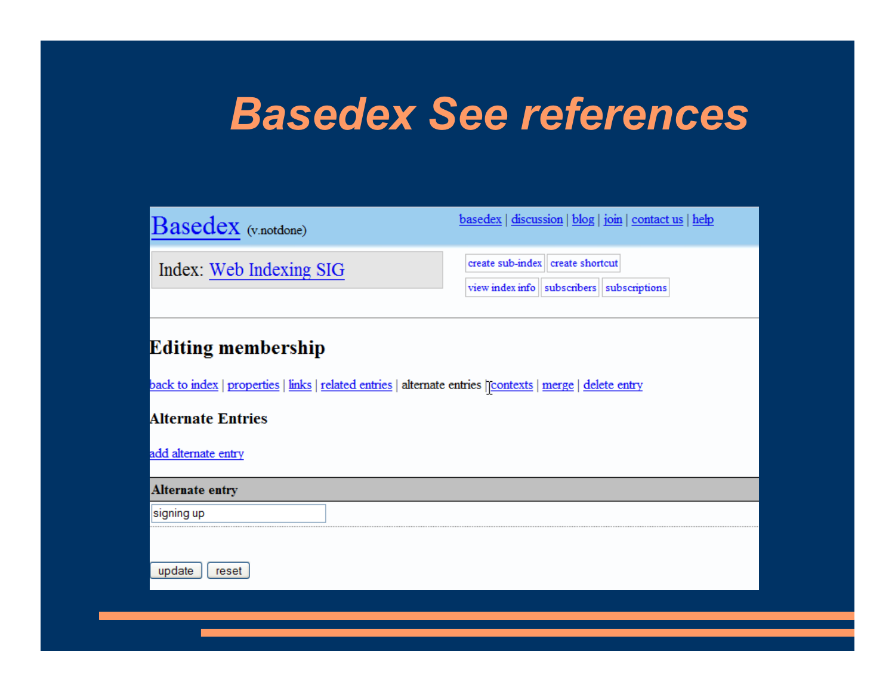# Basedex See references

Basedex (v.notdone)

basedex | discussion | blog | join | contact us | help

Index: Web Indexing SIG

create sub-index | create shortcut

view index info | subscribers | subscriptions

## Editing membership

back to index | properties | links | related entries | alternate entries | contexts | merge | delete entry

### Alternate Entries

add alternate entry

| Alternate entry |
| --- |
| signing up |

update | reset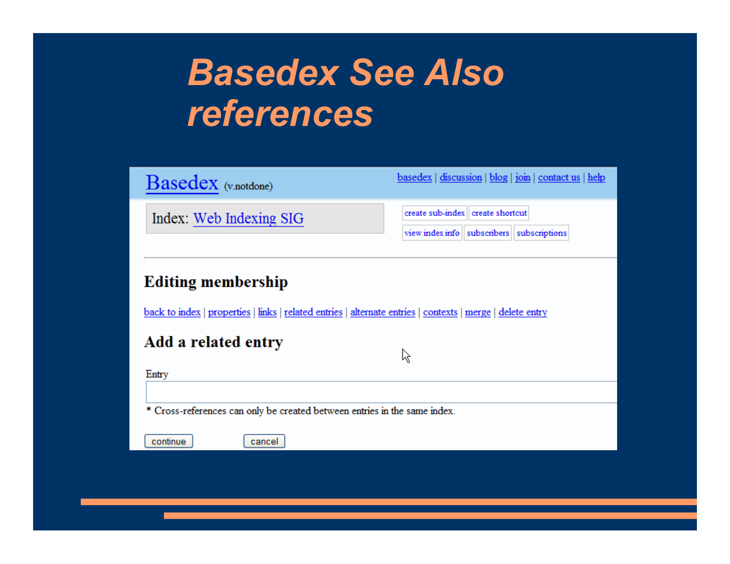# Basedex See Also references

Basedex (v.notdone)

basedex | discussion | blog | join | contact us | help

Index: Web Indexing SIG

create sub-index | create shortcut

view index info | subscribers | subscriptions

## Editing membership

back to index | properties | links | related entries | alternate entries | contexts | merge | delete entry

## Add a related entry

Entry

* Cross-references can only be created between entries in the same index.

continue    cancel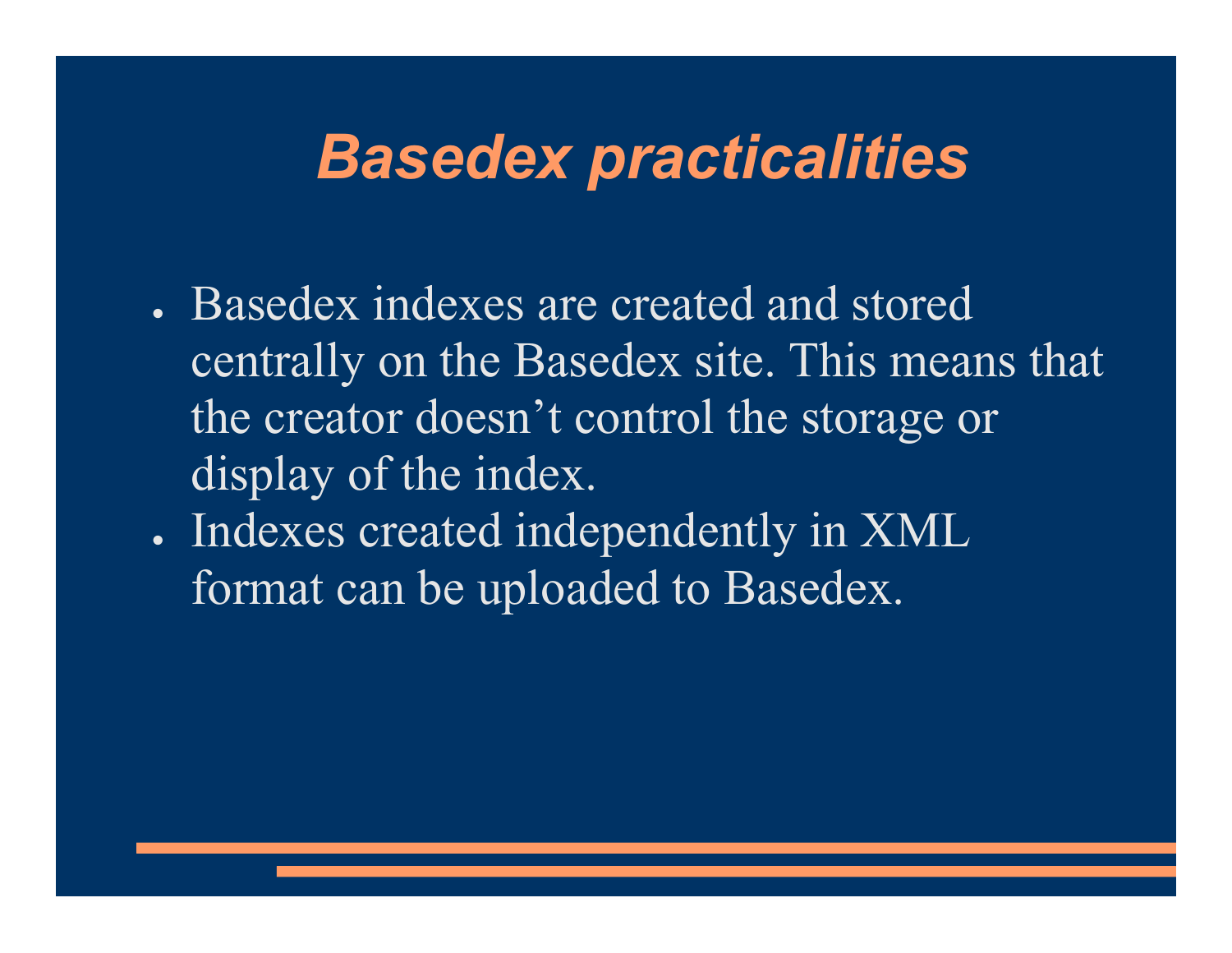# Basedex practicalities

- Basedex indexes are created and stored centrally on the Basedex site. This means that the creator doesn't control the storage or display of the index.
- Indexes created independently in XML format can be uploaded to Basedex.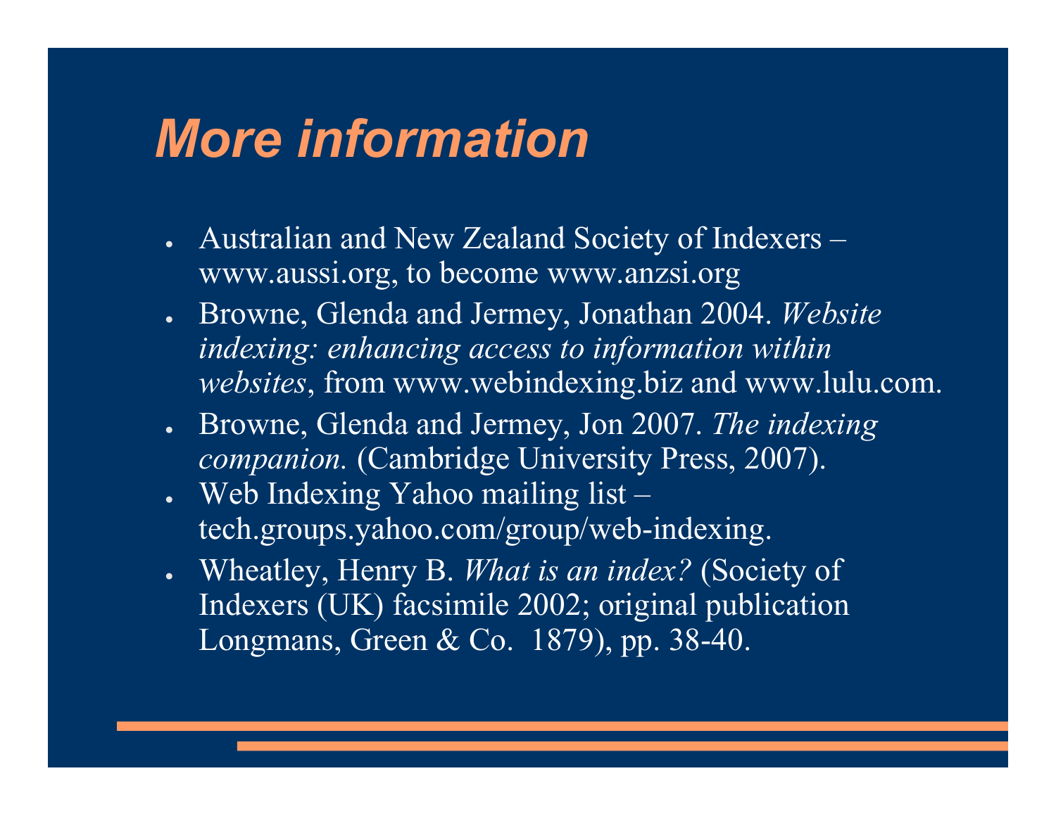# More information

- Australian and New Zealand Society of Indexers – www.aussi.org, to become www.anzsi.org
- Browne, Glenda and Jermey, Jonathan 2004. *Website indexing: enhancing access to information within websites*, from www.webindexing.biz and www.lulu.com.
- Browne, Glenda and Jermey, Jon 2007. *The indexing companion.* (Cambridge University Press, 2007).
- Web Indexing Yahoo mailing list – tech.groups.yahoo.com/group/web-indexing.
- Wheatley, Henry B. *What is an index?* (Society of Indexers (UK) facsimile 2002; original publication Longmans, Green & Co. 1879), pp. 38-40.